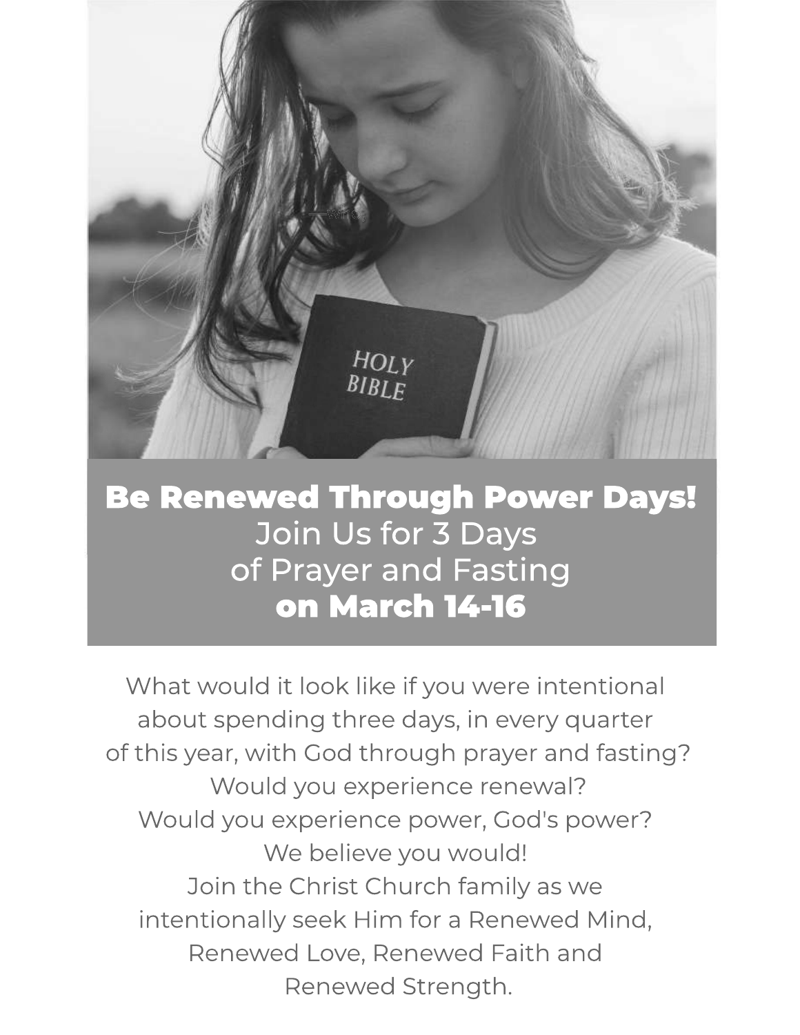# Be Renewed Through Power Days!

Join Us for 3 Days
of Prayer and Fasting
**on March 14-16**

What would it look like if you were intentional
about spending three days, in every quarter
of this year, with God through prayer and fasting?
Would you experience renewal?
Would you experience power, God's power?
We believe you would!
Join the Christ Church family as we
intentionally seek Him for a Renewed Mind,
Renewed Love, Renewed Faith and
Renewed Strength.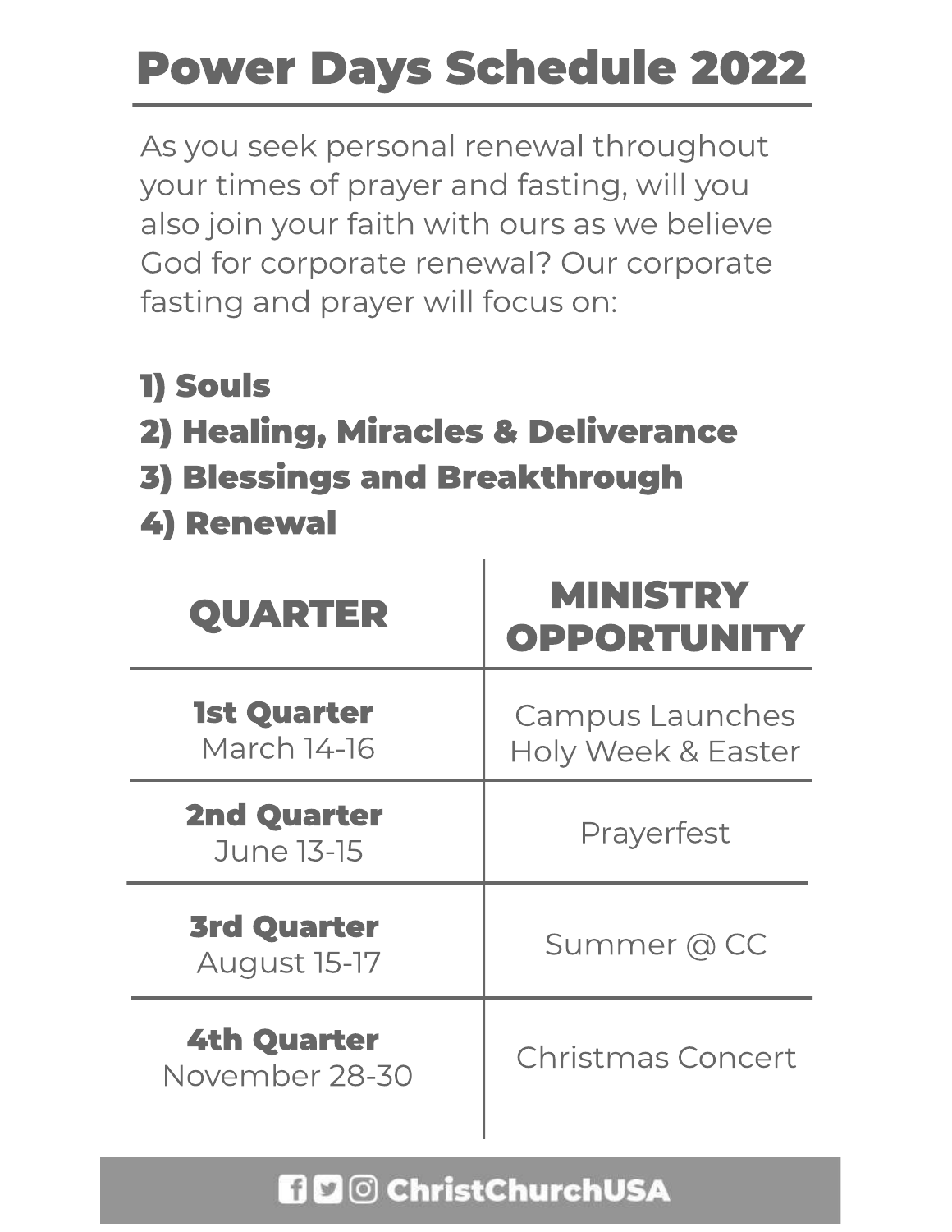# Power Days Schedule 2022

As you seek personal renewal throughout your times of prayer and fasting, will you also join your faith with ours as we believe God for corporate renewal? Our corporate fasting and prayer will focus on:

**1) Souls**
**2) Healing, Miracles & Deliverance**
**3) Blessings and Breakthrough**
**4) Renewal**

| QUARTER | MINISTRY OPPORTUNITY |
|---|---|
| **1st Quarter** March 14-16 | Campus Launches Holy Week & Easter |
| **2nd Quarter** June 13-15 | Prayerfest |
| **3rd Quarter** August 15-17 | Summer @ CC |
| **4th Quarter** November 28-30 | Christmas Concert |

**ChristChurchUSA**